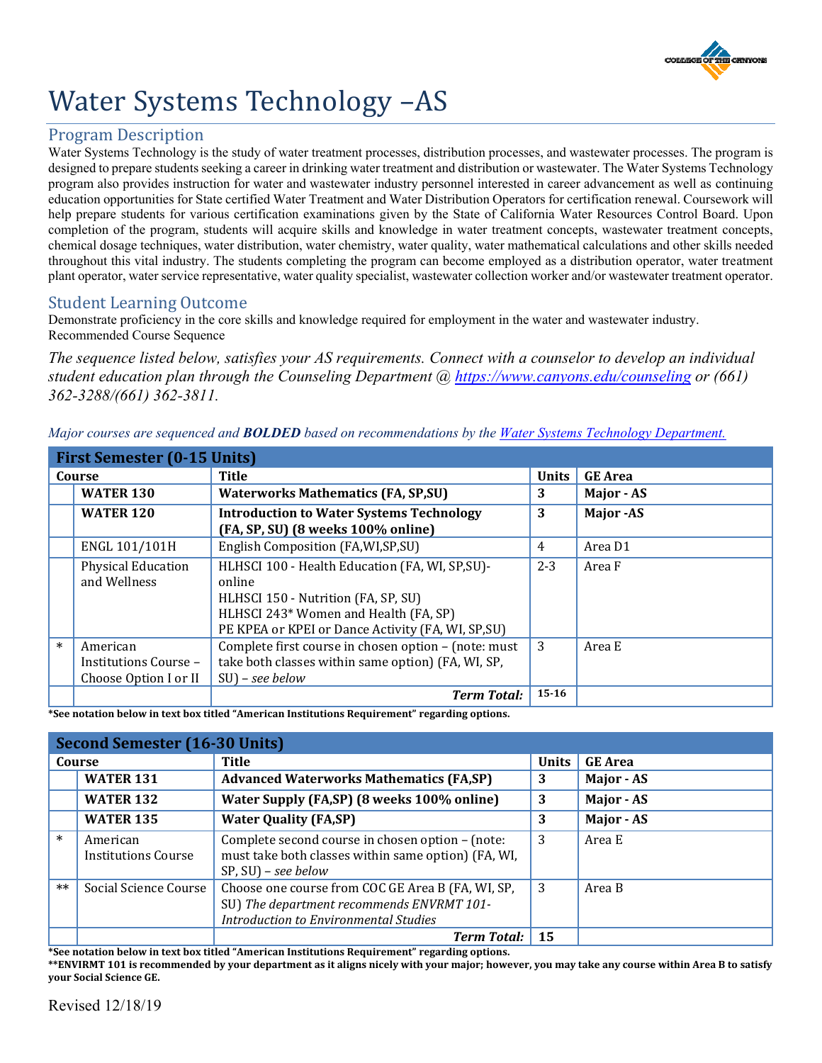# Water Systems Technology –AS

## Program Description

Water Systems Technology is the study of water treatment processes, distribution processes, and wastewater processes. The program is designed to prepare students seeking a career in drinking water treatment and distribution or wastewater. The Water Systems Technology program also provides instruction for water and wastewater industry personnel interested in career advancement as well as continuing education opportunities for State certified Water Treatment and Water Distribution Operators for certification renewal. Coursework will help prepare students for various certification examinations given by the State of California Water Resources Control Board. Upon completion of the program, students will acquire skills and knowledge in water treatment concepts, wastewater treatment concepts, chemical dosage techniques, water distribution, water chemistry, water quality, water mathematical calculations and other skills needed throughout this vital industry. The students completing the program can become employed as a distribution operator, water treatment plant operator, water service representative, water quality specialist, wastewater collection worker and/or wastewater treatment operator.

## Student Learning Outcome

Demonstrate proficiency in the core skills and knowledge required for employment in the water and wastewater industry.
Recommended Course Sequence

*The sequence listed below, satisfies your AS requirements. Connect with a counselor to develop an individual student education plan through the Counseling Department @ https://www.canyons.edu/counseling or (661) 362-3288/(661) 362-3811.*

*Major courses are sequenced and **BOLDED** based on recommendations by the Water Systems Technology Department.*

| First Semester (0-15 Units) | | | | |
|---|---|---|---|---|
| Course | | Title | Units | GE Area |
| | **WATER 130** | **Waterworks Mathematics (FA, SP,SU)** | **3** | **Major - AS** |
| | **WATER 120** | **Introduction to Water Systems Technology (FA, SP, SU) (8 weeks 100% online)** | **3** | **Major -AS** |
| | ENGL 101/101H | English Composition (FA,WI,SP,SU) | 4 | Area D1 |
| | Physical Education and Wellness | HLHSCI 100 - Health Education (FA, WI, SP,SU)-online<br>HLHSCI 150 - Nutrition (FA, SP, SU)<br>HLHSCI 243* Women and Health (FA, SP)<br>PE KPEA or KPEI or Dance Activity (FA, WI, SP,SU) | 2-3 | Area F |
| * | American Institutions Course – Choose Option I or II | Complete first course in chosen option – (note: must take both classes within same option) (FA, WI, SP, SU) – *see below* | 3 | Area E |
| | | ***Term Total:*** | **15-16** | |

**\*See notation below in text box titled "American Institutions Requirement" regarding options.**

| Second Semester (16-30 Units) | | | | |
|---|---|---|---|---|
| Course | | Title | Units | GE Area |
| | **WATER 131** | **Advanced Waterworks Mathematics (FA,SP)** | **3** | **Major - AS** |
| | **WATER 132** | **Water Supply (FA,SP) (8 weeks 100% online)** | **3** | **Major - AS** |
| | **WATER 135** | **Water Quality (FA,SP)** | **3** | **Major - AS** |
| * | American Institutions Course | Complete second course in chosen option – (note: must take both classes within same option) (FA, WI, SP, SU) – *see below* | 3 | Area E |
| ** | Social Science Course | Choose one course from COC GE Area B (FA, WI, SP, SU) *The department recommends ENVRMT 101-Introduction to Environmental Studies* | 3 | Area B |
| | | ***Term Total:*** | **15** | |

**\*See notation below in text box titled "American Institutions Requirement" regarding options.**
**\*\*ENVIRMT 101 is recommended by your department as it aligns nicely with your major; however, you may take any course within Area B to satisfy your Social Science GE.**

Revised 12/18/19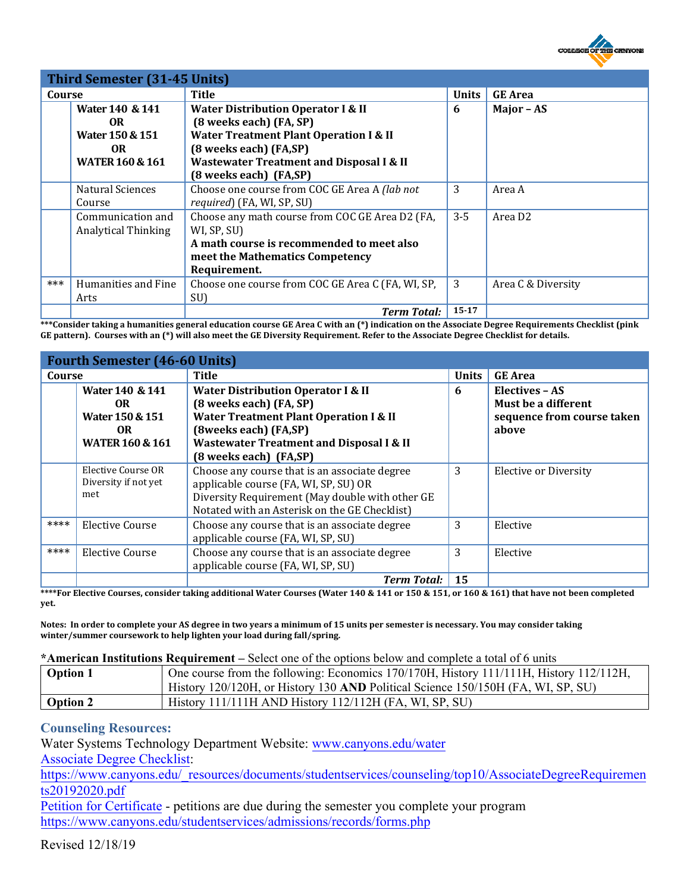## Third Semester (31-45 Units)

| | Course | Title | Units | GE Area |
|---|---|---|---|---|
| | **Water 140 & 141 OR Water 150 & 151 OR WATER 160 & 161** | **Water Distribution Operator I & II (8 weeks each) (FA, SP) Water Treatment Plant Operation I & II (8 weeks each) (FA,SP) Wastewater Treatment and Disposal I & II (8 weeks each) (FA,SP)** | **6** | **Major – AS** |
| | Natural Sciences Course | Choose one course from COC GE Area A *(lab not required)* (FA, WI, SP, SU) | 3 | Area A |
| | Communication and Analytical Thinking | Choose any math course from COC GE Area D2 (FA, WI, SP, SU) **A math course is recommended to meet also meet the Mathematics Competency Requirement.** | 3-5 | Area D2 |
| *** | Humanities and Fine Arts | Choose one course from COC GE Area C (FA, WI, SP, SU) | 3 | Area C & Diversity |
| | | ***Term Total:*** | **15-17** | |

*****Consider taking a humanities general education course GE Area C with an (*) indication on the Associate Degree Requirements Checklist (pink GE pattern). Courses with an (*) will also meet the GE Diversity Requirement. Refer to the Associate Degree Checklist for details.**

## Fourth Semester (46-60 Units)

| | Course | Title | Units | GE Area |
|---|---|---|---|---|
| | **Water 140 & 141 OR Water 150 & 151 OR WATER 160 & 161** | **Water Distribution Operator I & II (8 weeks each) (FA, SP) Water Treatment Plant Operation I & II (8weeks each) (FA,SP) Wastewater Treatment and Disposal I & II (8 weeks each) (FA,SP)** | **6** | **Electives – AS Must be a different sequence from course taken above** |
| | Elective Course OR Diversity if not yet met | Choose any course that is an associate degree applicable course (FA, WI, SP, SU) OR Diversity Requirement (May double with other GE Notated with an Asterisk on the GE Checklist) | 3 | Elective or Diversity |
| **** | Elective Course | Choose any course that is an associate degree applicable course (FA, WI, SP, SU) | 3 | Elective |
| **** | Elective Course | Choose any course that is an associate degree applicable course (FA, WI, SP, SU) | 3 | Elective |
| | | ***Term Total:*** | **15** | |

******For Elective Courses, consider taking additional Water Courses (Water 140 & 141 or 150 & 151, or 160 & 161) that have not been completed yet.**

**Notes: In order to complete your AS degree in two years a minimum of 15 units per semester is necessary. You may consider taking winter/summer coursework to help lighten your load during fall/spring.**

***American Institutions Requirement** – Select one of the options below and complete a total of 6 units

| Option | Courses |
|---|---|
| **Option 1** | One course from the following: Economics 170/170H, History 111/111H, History 112/112H, History 120/120H, or History 130 **AND** Political Science 150/150H (FA, WI, SP, SU) |
| **Option 2** | History 111/111H AND History 112/112H (FA, WI, SP, SU) |

### Counseling Resources:

Water Systems Technology Department Website: www.canyons.edu/water

Associate Degree Checklist:
https://www.canyons.edu/_resources/documents/studentservices/counseling/top10/AssociateDegreeRequirements20192020.pdf

Petition for Certificate - petitions are due during the semester you complete your program
https://www.canyons.edu/studentservices/admissions/records/forms.php

Revised 12/18/19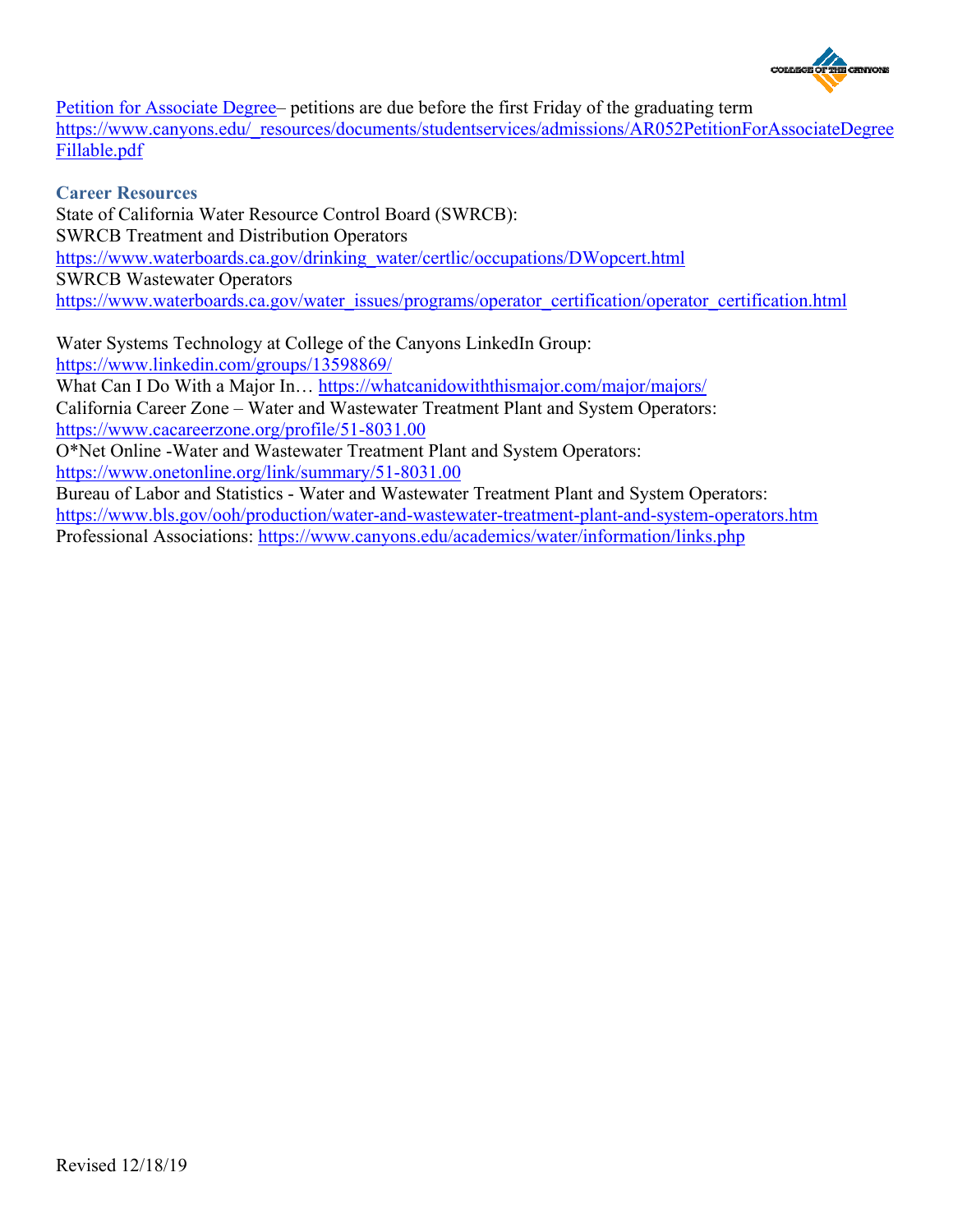[Petition for Associate Degree](https://www.canyons.edu/_resources/documents/studentservices/admissions/AR052PetitionForAssociateDegreeFillable.pdf)– petitions are due before the first Friday of the graduating term
https://www.canyons.edu/_resources/documents/studentservices/admissions/AR052PetitionForAssociateDegreeFillable.pdf

## Career Resources

State of California Water Resource Control Board (SWRCB):
SWRCB Treatment and Distribution Operators
https://www.waterboards.ca.gov/drinking_water/certlic/occupations/DWopcert.html
SWRCB Wastewater Operators
https://www.waterboards.ca.gov/water_issues/programs/operator_certification/operator_certification.html

Water Systems Technology at College of the Canyons LinkedIn Group:
https://www.linkedin.com/groups/13598869/
What Can I Do With a Major In… https://whatcanidowiththismajor.com/major/majors/
California Career Zone – Water and Wastewater Treatment Plant and System Operators:
https://www.cacareerzone.org/profile/51-8031.00
O*Net Online -Water and Wastewater Treatment Plant and System Operators:
https://www.onetonline.org/link/summary/51-8031.00
Bureau of Labor and Statistics - Water and Wastewater Treatment Plant and System Operators:
https://www.bls.gov/ooh/production/water-and-wastewater-treatment-plant-and-system-operators.htm
Professional Associations: https://www.canyons.edu/academics/water/information/links.php

Revised 12/18/19